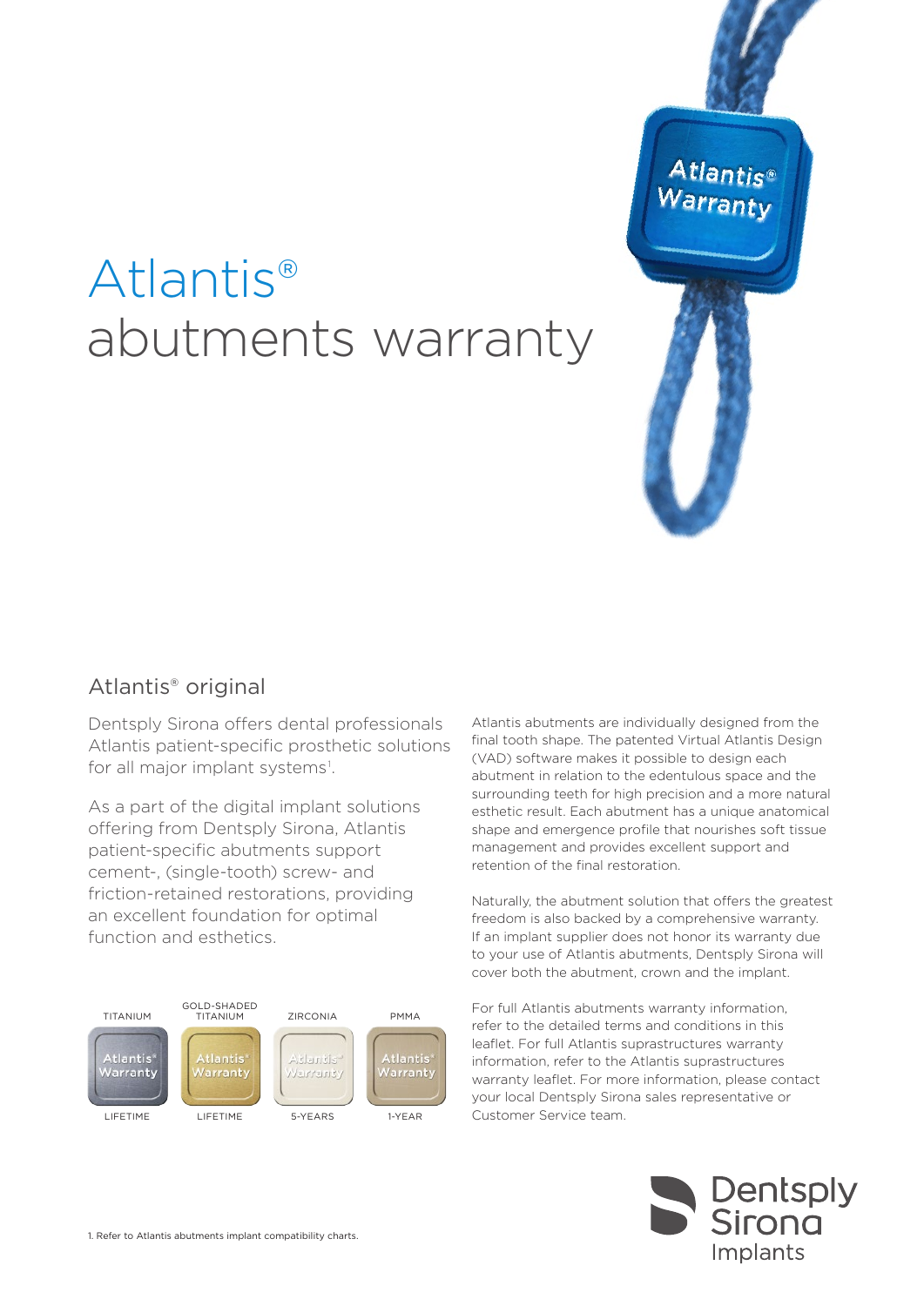# Atlantis® abutments warranty

## Atlantis® original

Dentsply Sirona offers dental professionals Atlantis patient-specific prosthetic solutions for all major implant systems[1].

As a part of the digital implant solutions offering from Dentsply Sirona, Atlantis patient-specific abutments support cement-, (single-tooth) screw- and friction-retained restorations, providing an excellent foundation for optimal function and esthetics.

| TITANIUM | GOLD-SHADED TITANIUM | ZIRCONIA | PMMA |
| --- | --- | --- | --- |
| Atlantis® Warranty | Atlantis® Warranty | Atlantis® Warranty | Atlantis® Warranty |
| LIFETIME | LIFETIME | 5-YEARS | 1-YEAR |

Atlantis abutments are individually designed from the final tooth shape. The patented Virtual Atlantis Design (VAD) software makes it possible to design each abutment in relation to the edentulous space and the surrounding teeth for high precision and a more natural esthetic result. Each abutment has a unique anatomical shape and emergence profile that nourishes soft tissue management and provides excellent support and retention of the final restoration.

Naturally, the abutment solution that offers the greatest freedom is also backed by a comprehensive warranty. If an implant supplier does not honor its warranty due to your use of Atlantis abutments, Dentsply Sirona will cover both the abutment, crown and the implant.

For full Atlantis abutments warranty information, refer to the detailed terms and conditions in this leaflet. For full Atlantis suprastructures warranty information, refer to the Atlantis suprastructures warranty leaflet. For more information, please contact your local Dentsply Sirona sales representative or Customer Service team.

1. Refer to Atlantis abutments implant compatibility charts.

Dentsply Sirona Implants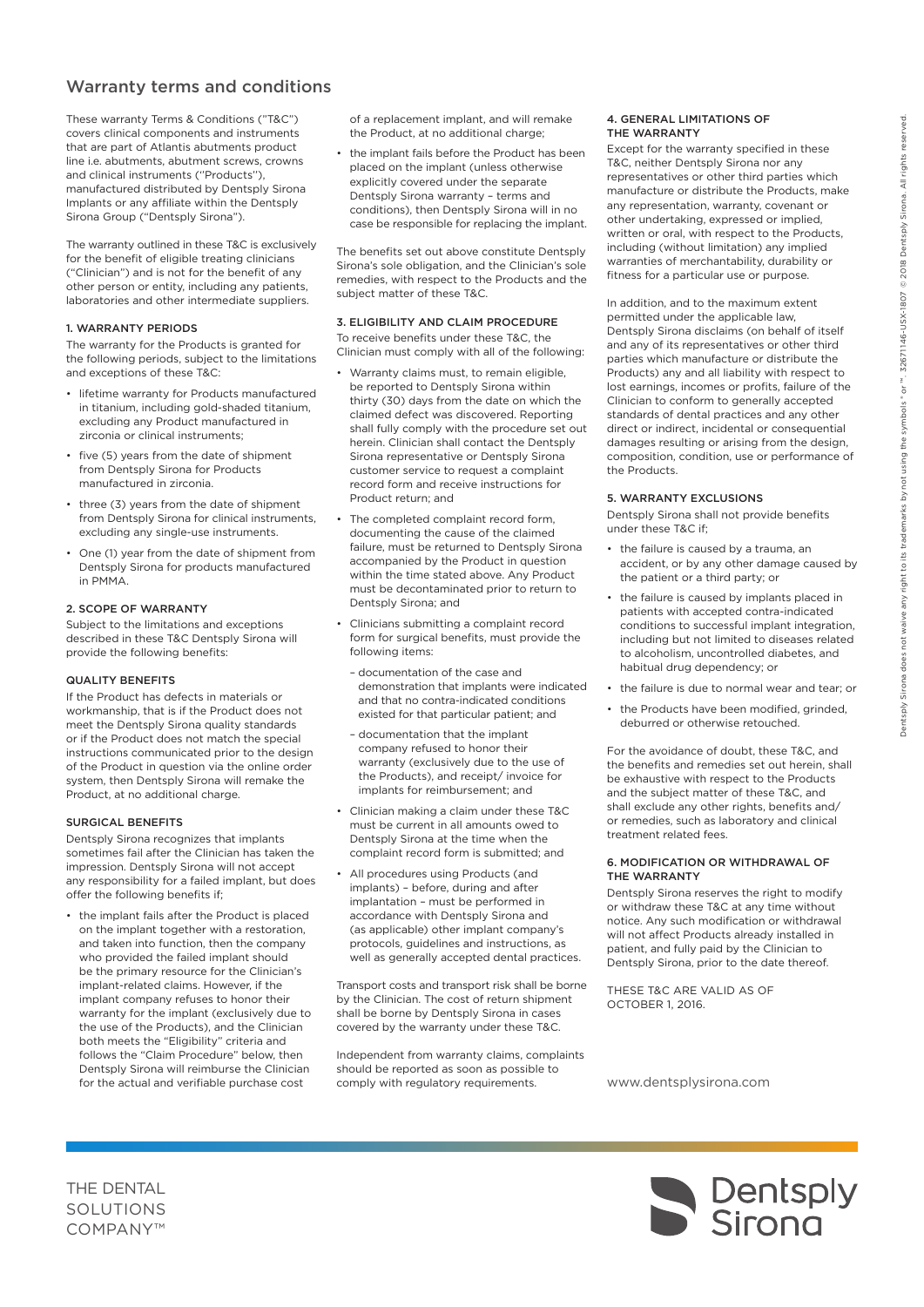# Warranty terms and conditions

These warranty Terms & Conditions ("T&C") covers clinical components and instruments that are part of Atlantis abutments product line i.e. abutments, abutment screws, crowns and clinical instruments ("Products"), manufactured distributed by Dentsply Sirona Implants or any affiliate within the Dentsply Sirona Group ("Dentsply Sirona").

The warranty outlined in these T&C is exclusively for the benefit of eligible treating clinicians ("Clinician") and is not for the benefit of any other person or entity, including any patients, laboratories and other intermediate suppliers.

## 1. WARRANTY PERIODS

The warranty for the Products is granted for the following periods, subject to the limitations and exceptions of these T&C:

- lifetime warranty for Products manufactured in titanium, including gold-shaded titanium, excluding any Product manufactured in zirconia or clinical instruments;
- five (5) years from the date of shipment from Dentsply Sirona for Products manufactured in zirconia.
- three (3) years from the date of shipment from Dentsply Sirona for clinical instruments, excluding any single-use instruments.
- One (1) year from the date of shipment from Dentsply Sirona for products manufactured in PMMA.

## 2. SCOPE OF WARRANTY

Subject to the limitations and exceptions described in these T&C Dentsply Sirona will provide the following benefits:

### QUALITY BENEFITS

If the Product has defects in materials or workmanship, that is if the Product does not meet the Dentsply Sirona quality standards or if the Product does not match the special instructions communicated prior to the design of the Product in question via the online order system, then Dentsply Sirona will remake the Product, at no additional charge.

### SURGICAL BENEFITS

Dentsply Sirona recognizes that implants sometimes fail after the Clinician has taken the impression. Dentsply Sirona will not accept any responsibility for a failed implant, but does offer the following benefits if;

- the implant fails after the Product is placed on the implant together with a restoration, and taken into function, then the company who provided the failed implant should be the primary resource for the Clinician's implant-related claims. However, if the implant company refuses to honor their warranty for the implant (exclusively due to the use of the Products), and the Clinician both meets the "Eligibility" criteria and follows the "Claim Procedure" below, then Dentsply Sirona will reimburse the Clinician for the actual and verifiable purchase cost of a replacement implant, and will remake the Product, at no additional charge;
- the implant fails before the Product has been placed on the implant (unless otherwise explicitly covered under the separate Dentsply Sirona warranty – terms and conditions), then Dentsply Sirona will in no case be responsible for replacing the implant.

The benefits set out above constitute Dentsply Sirona's sole obligation, and the Clinician's sole remedies, with respect to the Products and the subject matter of these T&C.

## 3. ELIGIBILITY AND CLAIM PROCEDURE

To receive benefits under these T&C, the Clinician must comply with all of the following:

- Warranty claims must, to remain eligible, be reported to Dentsply Sirona within thirty (30) days from the date on which the claimed defect was discovered. Reporting shall fully comply with the procedure set out herein. Clinician shall contact the Dentsply Sirona representative or Dentsply Sirona customer service to request a complaint record form and receive instructions for Product return; and
- The completed complaint record form, documenting the cause of the claimed failure, must be returned to Dentsply Sirona accompanied by the Product in question within the time stated above. Any Product must be decontaminated prior to return to Dentsply Sirona; and
- Clinicians submitting a complaint record form for surgical benefits, must provide the following items:
  - documentation of the case and demonstration that implants were indicated and that no contra-indicated conditions existed for that particular patient; and
  - documentation that the implant company refused to honor their warranty (exclusively due to the use of the Products), and receipt/ invoice for implants for reimbursement; and
- Clinician making a claim under these T&C must be current in all amounts owed to Dentsply Sirona at the time when the complaint record form is submitted; and
- All procedures using Products (and implants) – before, during and after implantation – must be performed in accordance with Dentsply Sirona and (as applicable) other implant company's protocols, guidelines and instructions, as well as generally accepted dental practices.

Transport costs and transport risk shall be borne by the Clinician. The cost of return shipment shall be borne by Dentsply Sirona in cases covered by the warranty under these T&C.

Independent from warranty claims, complaints should be reported as soon as possible to comply with regulatory requirements.

## 4. GENERAL LIMITATIONS OF THE WARRANTY

Except for the warranty specified in these T&C, neither Dentsply Sirona nor any representatives or other third parties which manufacture or distribute the Products, make any representation, warranty, covenant or other undertaking, expressed or implied, written or oral, with respect to the Products, including (without limitation) any implied warranties of merchantability, durability or fitness for a particular use or purpose.

In addition, and to the maximum extent permitted under the applicable law, Dentsply Sirona disclaims (on behalf of itself and any of its representatives or other third parties which manufacture or distribute the Products) any and all liability with respect to lost earnings, incomes or profits, failure of the Clinician to conform to generally accepted standards of dental practices and any other direct or indirect, incidental or consequential damages resulting or arising from the design, composition, condition, use or performance of the Products.

## 5. WARRANTY EXCLUSIONS

Dentsply Sirona shall not provide benefits under these T&C if;

- the failure is caused by a trauma, an accident, or by any other damage caused by the patient or a third party; or
- the failure is caused by implants placed in patients with accepted contra-indicated conditions to successful implant integration, including but not limited to diseases related to alcoholism, uncontrolled diabetes, and habitual drug dependency; or
- the failure is due to normal wear and tear; or
- the Products have been modified, grinded, deburred or otherwise retouched.

For the avoidance of doubt, these T&C, and the benefits and remedies set out herein, shall be exhaustive with respect to the Products and the subject matter of these T&C, and shall exclude any other rights, benefits and/ or remedies, such as laboratory and clinical treatment related fees.

## 6. MODIFICATION OR WITHDRAWAL OF THE WARRANTY

Dentsply Sirona reserves the right to modify or withdraw these T&C at any time without notice. Any such modification or withdrawal will not affect Products already installed in patient, and fully paid by the Clinician to Dentsply Sirona, prior to the date thereof.

THESE T&C ARE VALID AS OF OCTOBER 1, 2016.

www.dentsplysirona.com

THE DENTAL SOLUTIONS COMPANY™

Dentsply Sirona

Dentsply Sirona does not waive any right to its trademarks by not using the symbols ® or ™. 32671146-USX-1807 © 2018 Dentsply Sirona. All rights reserved.